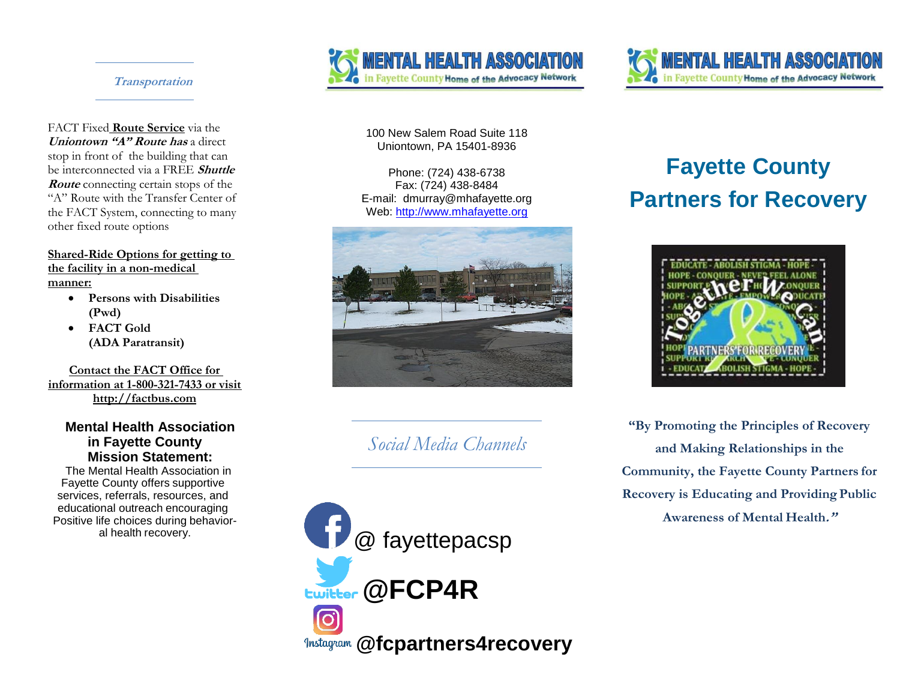## Transportation

FACT Fixed **Route Service** via the ***Uniontown "A" Route has*** a direct stop in front of the building that can be interconnected via a FREE ***Shuttle Route*** connecting certain stops of the "A" Route with the Transfer Center of the FACT System, connecting to many other fixed route options

**Shared-Ride Options for getting to the facility in a non-medical manner:**

- **Persons with Disabilities (Pwd)**
- **FACT Gold (ADA Paratransit)**

**Contact the FACT Office for information at 1-800-321-7433 or visit http://factbus.com**

### Mental Health Association in Fayette County Mission Statement:

The Mental Health Association in Fayette County offers supportive services, referrals, resources, and educational outreach encouraging Positive life choices during behavioral health recovery.

**MENTAL HEALTH ASSOCIATION** in Fayette County **Home of the Advocacy Network**

100 New Salem Road Suite 118
Uniontown, PA 15401-8936

Phone: (724) 438-6738
Fax: (724) 438-8484
E-mail: dmurray@mhafayette.org
Web: http://www.mhafayette.org

## *Social Media Channels*

@ fayettepacsp

**@FCP4R**

**@fcpartners4recovery**

**MENTAL HEALTH ASSOCIATION** in Fayette County **Home of the Advocacy Network**

# Fayette County Partners for Recovery

**"By Promoting the Principles of Recovery and Making Relationships in the Community, the Fayette County Partners for Recovery is Educating and Providing Public Awareness of Mental Health."**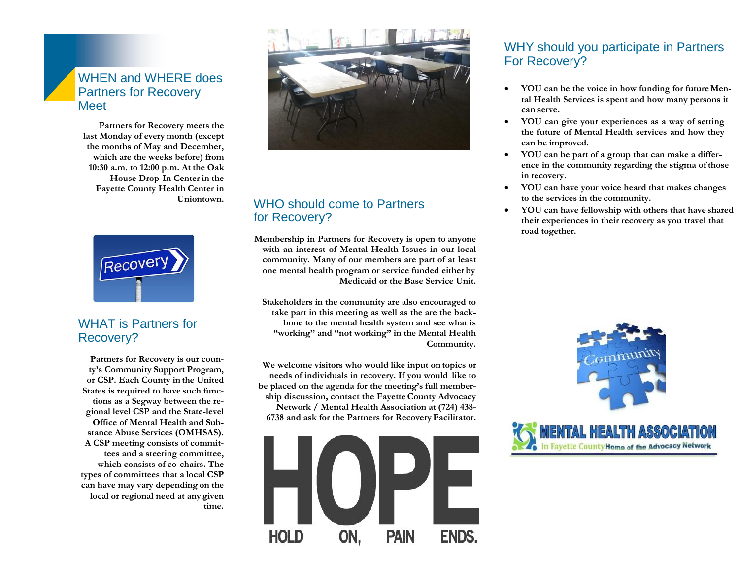## WHEN and WHERE does Partners for Recovery Meet

Partners for Recovery meets the last Monday of every month (except the months of May and December, which are the weeks before) from 10:30 a.m. to 12:00 p.m. At the Oak House Drop-In Center in the Fayette County Health Center in Uniontown.

## WHAT is Partners for Recovery?

Partners for Recovery is our county's Community Support Program, or CSP. Each County in the United States is required to have such functions as a Segway between the regional level CSP and the State-level Office of Mental Health and Substance Abuse Services (OMHSAS). A CSP meeting consists of committees and a steering committee, which consists of co-chairs. The types of committees that a local CSP can have may vary depending on the local or regional need at any given time.

## WHO should come to Partners for Recovery?

Membership in Partners for Recovery is open to anyone with an interest of Mental Health Issues in our local community. Many of our members are part of at least one mental health program or service funded either by Medicaid or the Base Service Unit.

Stakeholders in the community are also encouraged to take part in this meeting as well as the are the backbone to the mental health system and see what is "working" and "not working" in the Mental Health Community.

We welcome visitors who would like input on topics or needs of individuals in recovery. If you would like to be placed on the agenda for the meeting's full membership discussion, contact the Fayette County Advocacy Network / Mental Health Association at (724) 438-6738 and ask for the Partners for Recovery Facilitator.

HOPE

HOLD ON, PAIN ENDS.

## WHY should you participate in Partners For Recovery?

- YOU can be the voice in how funding for future Mental Health Services is spent and how many persons it can serve.
- YOU can give your experiences as a way of setting the future of Mental Health services and how they can be improved.
- YOU can be part of a group that can make a difference in the community regarding the stigma of those in recovery.
- YOU can have your voice heard that makes changes to the services in the community.
- YOU can have fellowship with others that have shared their experiences in their recovery as you travel that road together.

MENTAL HEALTH ASSOCIATION in Fayette County Home of the Advocacy Network